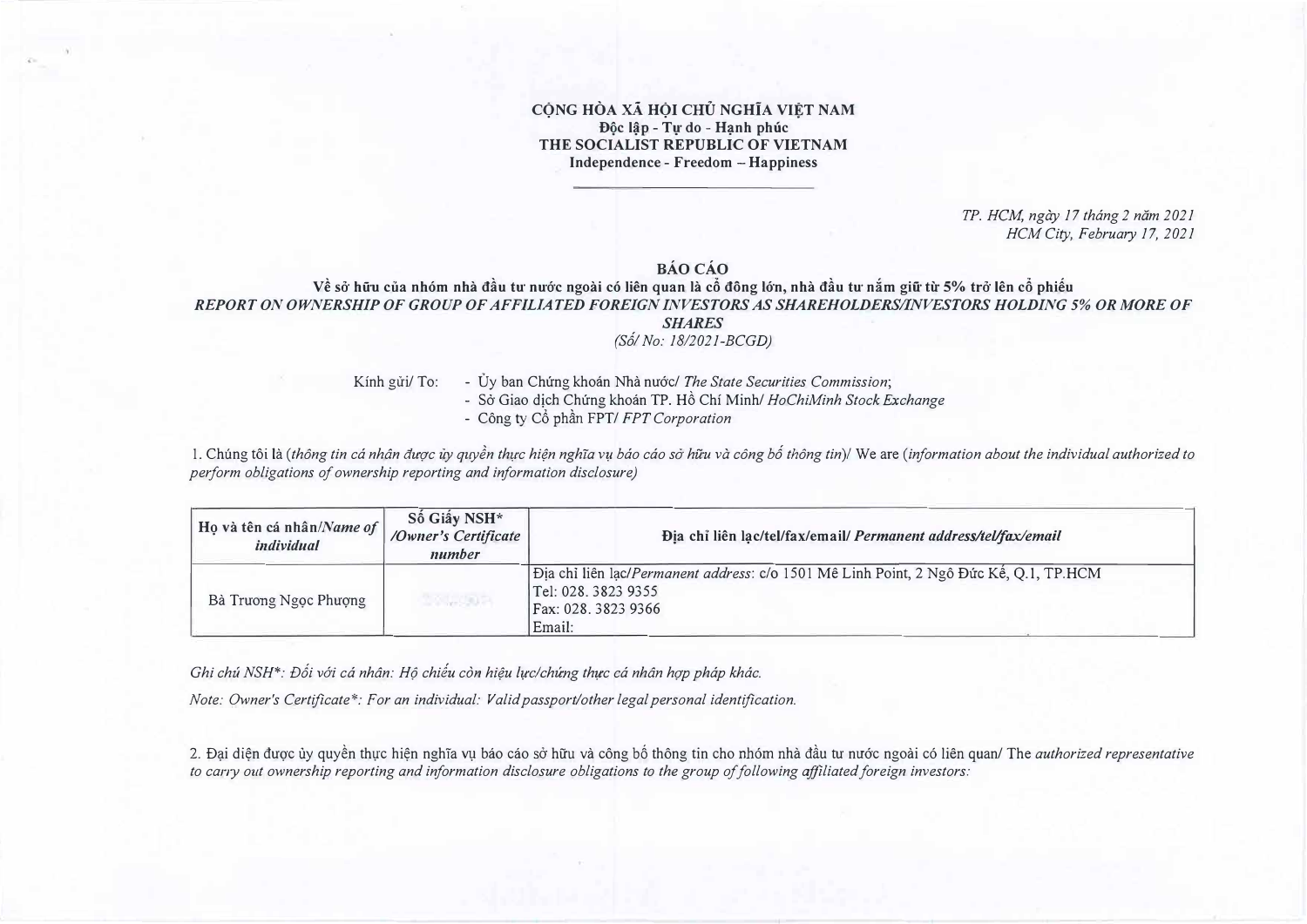**CỘNG HÒA XÃ HỘI CHỦ NGHĨA VIỆT NAM**
**Độc lập - Tự do - Hạnh phúc**
**THE SOCIALIST REPUBLIC OF VIETNAM**
**Independence - Freedom – Happiness**

*TP. HCM, ngày 17 tháng 2 năm 2021*
*HCM City, February 17, 2021*

# BÁO CÁO

**Về sở hữu của nhóm nhà đầu tư nước ngoài có liên quan là cổ đông lớn, nhà đầu tư nắm giữ từ 5% trở lên cổ phiếu**
***REPORT ON OWNERSHIP OF GROUP OF AFFILIATED FOREIGN INVESTORS AS SHAREHOLDERS/INVESTORS HOLDING 5% OR MORE OF SHARES***
*(Số/ No: 18/2021-BCGD)*

Kính gửi/ To:
- Ủy ban Chứng khoán Nhà nước/ *The State Securities Commission*;
- Sở Giao dịch Chứng khoán TP. Hồ Chí Minh/ *HoChiMinh Stock Exchange*
- Công ty Cổ phần FPT/ *FPT Corporation*

1. Chúng tôi là (*thông tin cá nhân được ủy quyền thực hiện nghĩa vụ báo cáo sở hữu và công bố thông tin*)/ We are (*information about the individual authorized to perform obligations of ownership reporting and information disclosure)*

| Họ và tên cá nhân/*Name of individual* | Số Giấy NSH* /*Owner's Certificate number* | Địa chỉ liên lạc/tel/fax/email/ *Permanent address/tel/fax/email* |
|---|---|---|
| Bà Trương Ngọc Phượng | | Địa chỉ liên lạc/*Permanent address*: c/o 1501 Mê Linh Point, 2 Ngô Đức Kế, Q.1, TP.HCM<br>Tel: 028. 3823 9355<br>Fax: 028. 3823 9366<br>Email: |

*Ghi chú NSH*: Đối với cá nhân: Hộ chiếu còn hiệu lực/chứng thực cá nhân hợp pháp khác.*

*Note: Owner's Certificate*: For an individual: Valid passport/other legal personal identification.*

2. Đại diện được ủy quyền thực hiện nghĩa vụ báo cáo sở hữu và công bố thông tin cho nhóm nhà đầu tư nước ngoài có liên quan/ The *authorized representative to carry out ownership reporting and information disclosure obligations to the group of following affiliated foreign investors:*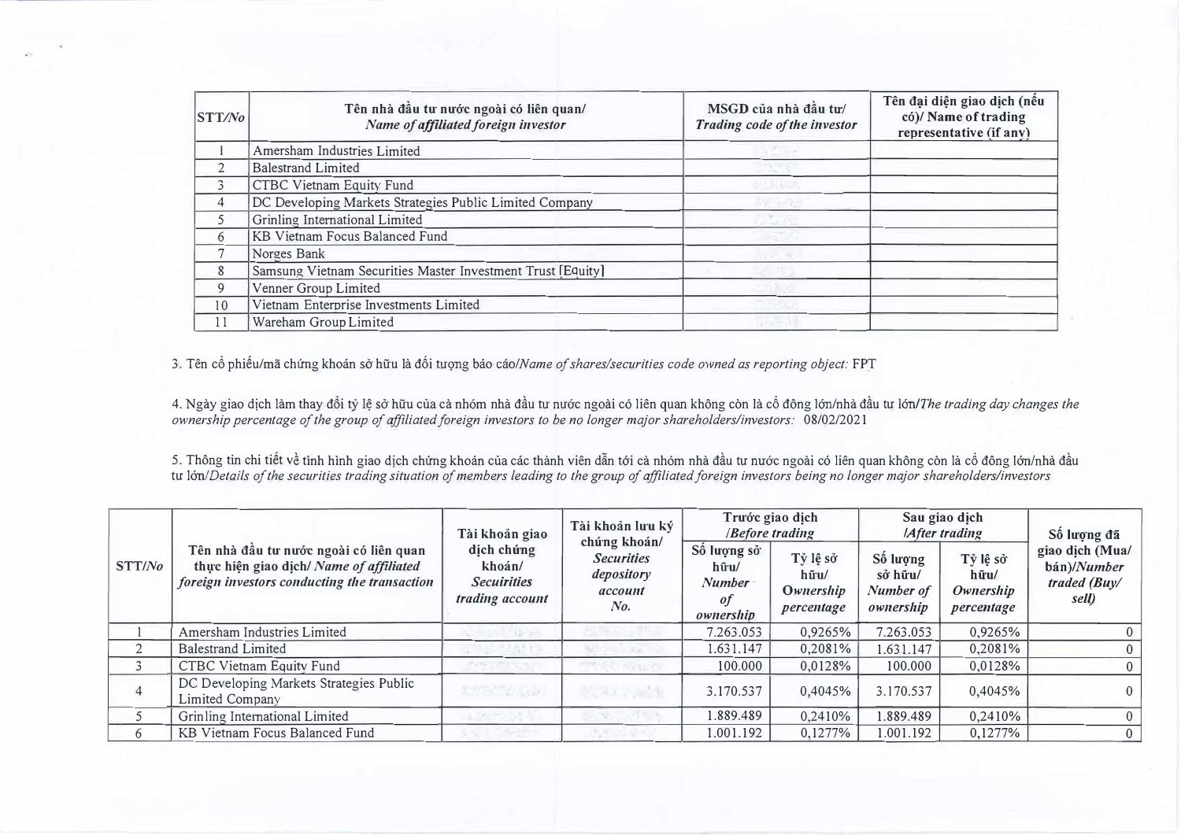| STT/No | Tên nhà đầu tư nước ngoài có liên quan/ *Name of affiliated foreign investor* | MSGD của nhà đầu tư/ *Trading code of the investor* | Tên đại diện giao dịch (nếu có)/ Name of trading representative (if any) |
|---|---|---|---|
| 1 | Amersham Industries Limited | | |
| 2 | Balestrand Limited | | |
| 3 | CTBC Vietnam Equity Fund | | |
| 4 | DC Developing Markets Strategies Public Limited Company | | |
| 5 | Grinling International Limited | | |
| 6 | KB Vietnam Focus Balanced Fund | | |
| 7 | Norges Bank | | |
| 8 | Samsung Vietnam Securities Master Investment Trust [Equity] | | |
| 9 | Venner Group Limited | | |
| 10 | Vietnam Enterprise Investments Limited | | |
| 11 | Wareham Group Limited | | |

3. Tên cổ phiếu/mã chứng khoán sở hữu là đối tượng báo cáo/*Name of shares/securities code owned as reporting object:* FPT

4. Ngày giao dịch làm thay đổi tỷ lệ sở hữu của cả nhóm nhà đầu tư nước ngoài có liên quan không còn là cổ đông lớn/nhà đầu tư lớn/*The trading day changes the ownership percentage of the group of affiliated foreign investors to be no longer major shareholders/investors:* 08/02/2021

5. Thông tin chi tiết về tình hình giao dịch chứng khoán của các thành viên dẫn tới cả nhóm nhà đầu tư nước ngoài có liên quan không còn là cổ đông lớn/nhà đầu tư lớn/*Details of the securities trading situation of members leading to the group of affiliated foreign investors being no longer major shareholders/investors*

| STT/No | Tên nhà đầu tư nước ngoài có liên quan thực hiện giao dịch/ *Name of affiliated foreign investors conducting the transaction* | Tài khoản giao dịch chứng khoán/ *Secuirities trading account* | Tài khoản lưu ký chứng khoán/ *Securities depository account No.* | Trước giao dịch /*Before trading* | | Sau giao dịch /*After trading* | | Số lượng đã giao dịch (Mua/ bán)/*Number traded (Buy/ sell)* |
|---|---|---|---|---|---|---|---|---|
| | | | | Số lượng sở hữu/ *Number of ownership* | Tỷ lệ sở hữu/ *Ownership percentage* | Số lượng sở hữu/ *Number of ownership* | Tỷ lệ sở hữu/ *Ownership percentage* | |
| 1 | Amersham Industries Limited | | | 7.263.053 | 0,9265% | 7.263.053 | 0,9265% | 0 |
| 2 | Balestrand Limited | | | 1.631.147 | 0,2081% | 1.631.147 | 0,2081% | 0 |
| 3 | CTBC Vietnam Equity Fund | | | 100.000 | 0,0128% | 100.000 | 0,0128% | 0 |
| 4 | DC Developing Markets Strategies Public Limited Company | | | 3.170.537 | 0,4045% | 3.170.537 | 0,4045% | 0 |
| 5 | Grinling International Limited | | | 1.889.489 | 0,2410% | 1.889.489 | 0,2410% | 0 |
| 6 | KB Vietnam Focus Balanced Fund | | | 1.001.192 | 0,1277% | 1.001.192 | 0,1277% | 0 |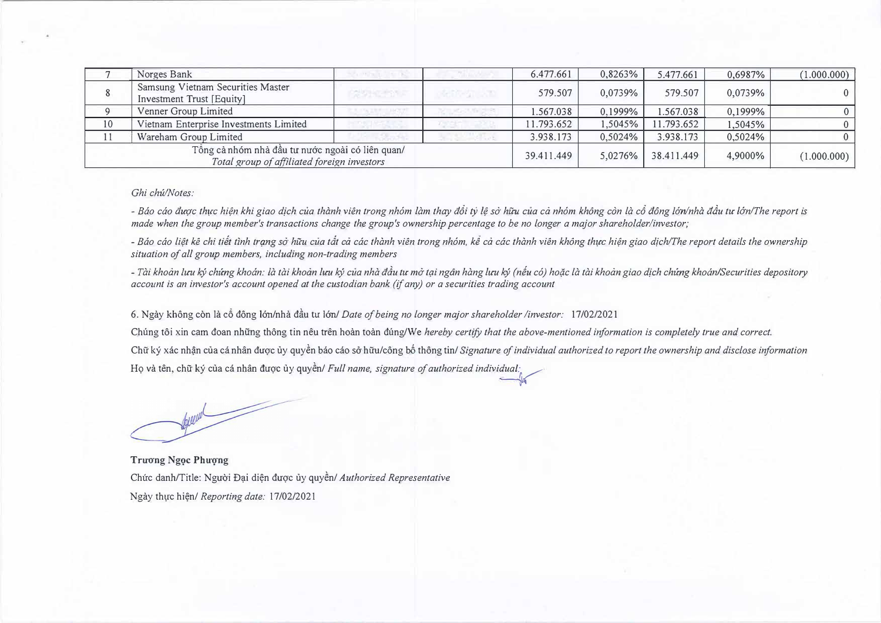| | | | | | | | | |
|---|---|---|---|---|---|---|---|---|
| 7 | Norges Bank | | | 6.477.661 | 0,8263% | 5.477.661 | 0,6987% | (1.000.000) |
| 8 | Samsung Vietnam Securities Master Investment Trust [Equity] | | | 579.507 | 0,0739% | 579.507 | 0,0739% | 0 |
| 9 | Venner Group Limited | | | 1.567.038 | 0,1999% | 1.567.038 | 0,1999% | 0 |
| 10 | Vietnam Enterprise Investments Limited | | | 11.793.652 | 1,5045% | 11.793.652 | 1,5045% | 0 |
| 11 | Wareham Group Limited | | | 3.938.173 | 0,5024% | 3.938.173 | 0,5024% | 0 |
| Tổng cả nhóm nhà đầu tư nước ngoài có liên quan/ *Total group of affiliated foreign investors* | | | | 39.411.449 | 5,0276% | 38.411.449 | 4,9000% | (1.000.000) |

*Ghi chú/Notes:*

*- Báo cáo được thực hiện khi giao dịch của thành viên trong nhóm làm thay đổi tỷ lệ sở hữu của cả nhóm không còn là cổ đông lớn/nhà đầu tư lớn/The report is made when the group member's transactions change the group's ownership percentage to be no longer a major shareholder/investor;*

*- Báo cáo liệt kê chi tiết tình trạng sở hữu của tất cả các thành viên trong nhóm, kể cả các thành viên không thực hiện giao dịch/The report details the ownership situation of all group members, including non-trading members*

*- Tài khoản lưu ký chứng khoán: là tài khoản lưu ký của nhà đầu tư mở tại ngân hàng lưu ký (nếu có) hoặc là tài khoản giao dịch chứng khoán/Securities depository account is an investor's account opened at the custodian bank (if any) or a securities trading account*

6. Ngày không còn là cổ đông lớn/nhà đầu tư lớn/ *Date of being no longer major shareholder /investor:* 17/02/2021

Chúng tôi xin cam đoan những thông tin nêu trên hoàn toàn đúng/We *hereby certify that the above-mentioned information is completely true and correct.*

Chữ ký xác nhận của cá nhân được ủy quyền báo cáo sở hữu/công bố thông tin/ *Signature of individual authorized to report the ownership and disclose information*

Họ và tên, chữ ký của cá nhân được ủy quyền/ *Full name, signature of authorized individual:*

**Trương Ngọc Phượng**

Chức danh/Title: Người Đại diện được ủy quyền/ *Authorized Representative*

Ngày thực hiện/ *Reporting date:* 17/02/2021